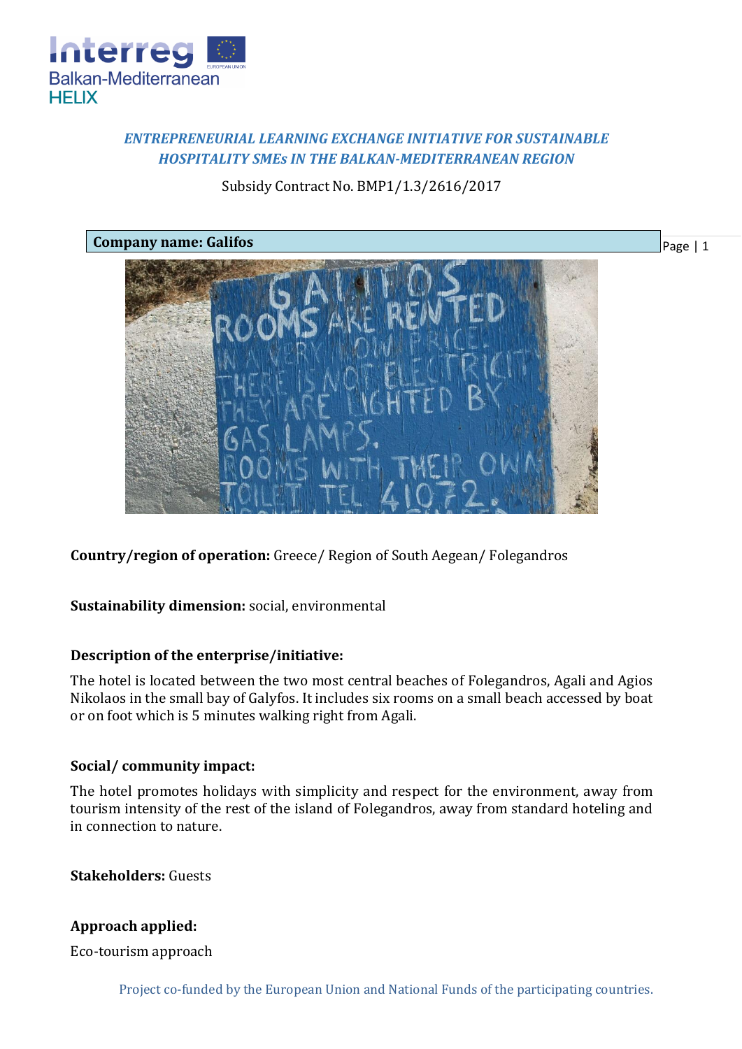*ENTREPRENEURIAL LEARNING EXCHANGE INITIATIVE FOR SUSTAINABLE HOSPITALITY SMEs IN THE BALKAN-MEDITERRANEAN REGION*

Subsidy Contract No. BMP1/1.3/2616/2017

**Company name: Galifos**

**Country/region of operation:** Greece/ Region of South Aegean/ Folegandros

**Sustainability dimension:** social, environmental

**Description of the enterprise/initiative:**

The hotel is located between the two most central beaches of Folegandros, Agali and Agios Nikolaos in the small bay of Galyfos. It includes six rooms on a small beach accessed by boat or on foot which is 5 minutes walking right from Agali.

**Social/ community impact:**

The hotel promotes holidays with simplicity and respect for the environment, away from tourism intensity of the rest of the island of Folegandros, away from standard hoteling and in connection to nature.

**Stakeholders:** Guests

**Approach applied:**

Eco-tourism approach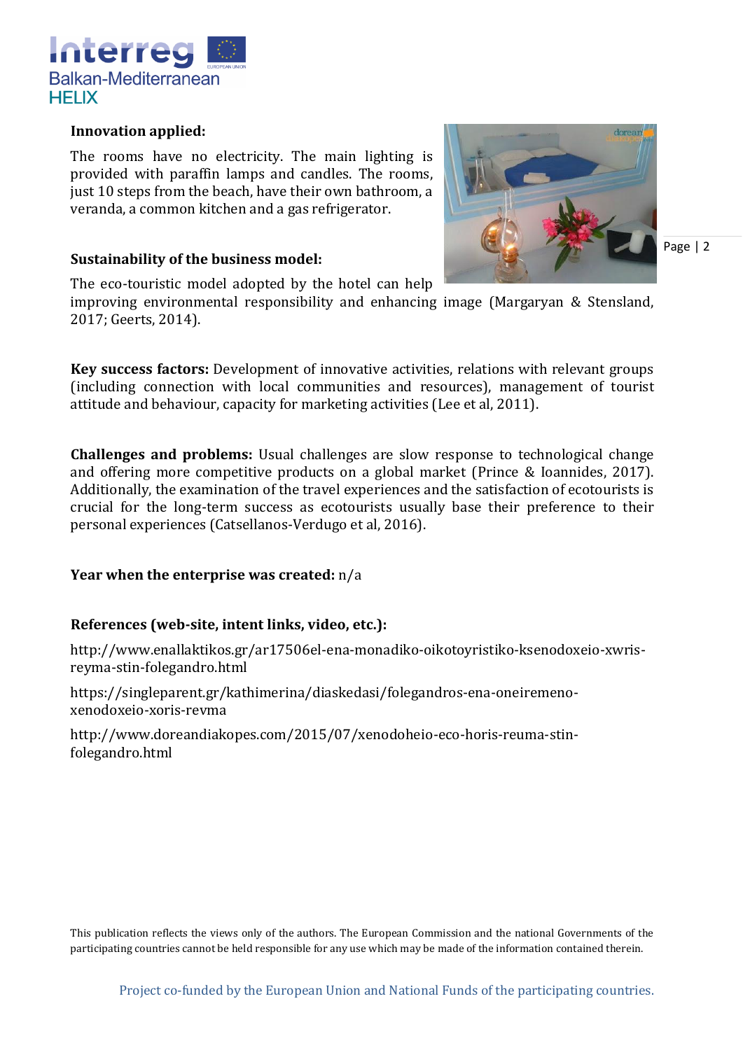**Innovation applied:**

The rooms have no electricity. The main lighting is provided with paraffin lamps and candles. The rooms, just 10 steps from the beach, have their own bathroom, a veranda, a common kitchen and a gas refrigerator.

**Sustainability of the business model:**

The eco-touristic model adopted by the hotel can help improving environmental responsibility and enhancing image (Margaryan & Stensland, 2017; Geerts, 2014).

**Key success factors:** Development of innovative activities, relations with relevant groups (including connection with local communities and resources), management of tourist attitude and behaviour, capacity for marketing activities (Lee et al, 2011).

**Challenges and problems:** Usual challenges are slow response to technological change and offering more competitive products on a global market (Prince & Ioannides, 2017). Additionally, the examination of the travel experiences and the satisfaction of ecotourists is crucial for the long-term success as ecotourists usually base their preference to their personal experiences (Catsellanos-Verdugo et al, 2016).

**Year when the enterprise was created:** n/a

**References (web-site, intent links, video, etc.):**

http://www.enallaktikos.gr/ar17506el-ena-monadiko-oikotoyristiko-ksenodoxeio-xwris-reyma-stin-folegandro.html

https://singleparent.gr/kathimerina/diaskedasi/folegandros-ena-oneiremeno-xenodoxeio-xoris-revma

http://www.doreandiakopes.com/2015/07/xenodoheio-eco-horis-reuma-stin-folegandro.html

This publication reflects the views only of the authors. The European Commission and the national Governments of the participating countries cannot be held responsible for any use which may be made of the information contained therein.

Project co-funded by the European Union and National Funds of the participating countries.